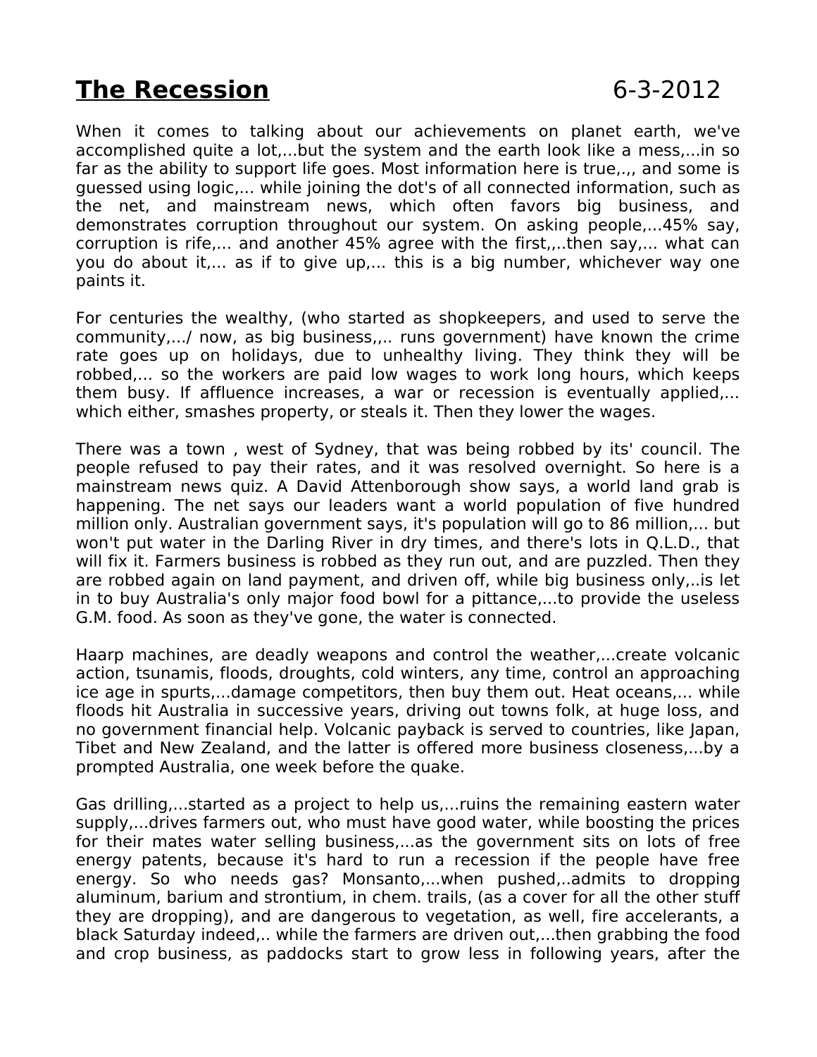# **The Recession** 6-3-2012

When it comes to talking about our achievements on planet earth, we've accomplished quite a lot,...but the system and the earth look like a mess,...in so far as the ability to support life goes. Most information here is true,.,, and some is guessed using logic,... while joining the dot's of all connected information, such as the net, and mainstream news, which often favors big business, and demonstrates corruption throughout our system. On asking people,...45% say, corruption is rife,... and another 45% agree with the first,,..then say,... what can you do about it,... as if to give up,... this is a big number, whichever way one paints it.

For centuries the wealthy, (who started as shopkeepers, and used to serve the community,.../ now, as big business,,.. runs government) have known the crime rate goes up on holidays, due to unhealthy living. They think they will be robbed,... so the workers are paid low wages to work long hours, which keeps them busy. If affluence increases, a war or recession is eventually applied,... which either, smashes property, or steals it. Then they lower the wages.

There was a town , west of Sydney, that was being robbed by its' council. The people refused to pay their rates, and it was resolved overnight. So here is a mainstream news quiz. A David Attenborough show says, a world land grab is happening. The net says our leaders want a world population of five hundred million only. Australian government says, it's population will go to 86 million,... but won't put water in the Darling River in dry times, and there's lots in Q.L.D., that will fix it. Farmers business is robbed as they run out, and are puzzled. Then they are robbed again on land payment, and driven off, while big business only,..is let in to buy Australia's only major food bowl for a pittance,...to provide the useless G.M. food. As soon as they've gone, the water is connected.

Haarp machines, are deadly weapons and control the weather,...create volcanic action, tsunamis, floods, droughts, cold winters, any time, control an approaching ice age in spurts,...damage competitors, then buy them out. Heat oceans,... while floods hit Australia in successive years, driving out towns folk, at huge loss, and no government financial help. Volcanic payback is served to countries, like Japan, Tibet and New Zealand, and the latter is offered more business closeness,...by a prompted Australia, one week before the quake.

Gas drilling,...started as a project to help us,...ruins the remaining eastern water supply,...drives farmers out, who must have good water, while boosting the prices for their mates water selling business,...as the government sits on lots of free energy patents, because it's hard to run a recession if the people have free energy. So who needs gas? Monsanto,...when pushed,..admits to dropping aluminum, barium and strontium, in chem. trails, (as a cover for all the other stuff they are dropping), and are dangerous to vegetation, as well, fire accelerants, a black Saturday indeed,.. while the farmers are driven out,...then grabbing the food and crop business, as paddocks start to grow less in following years, after the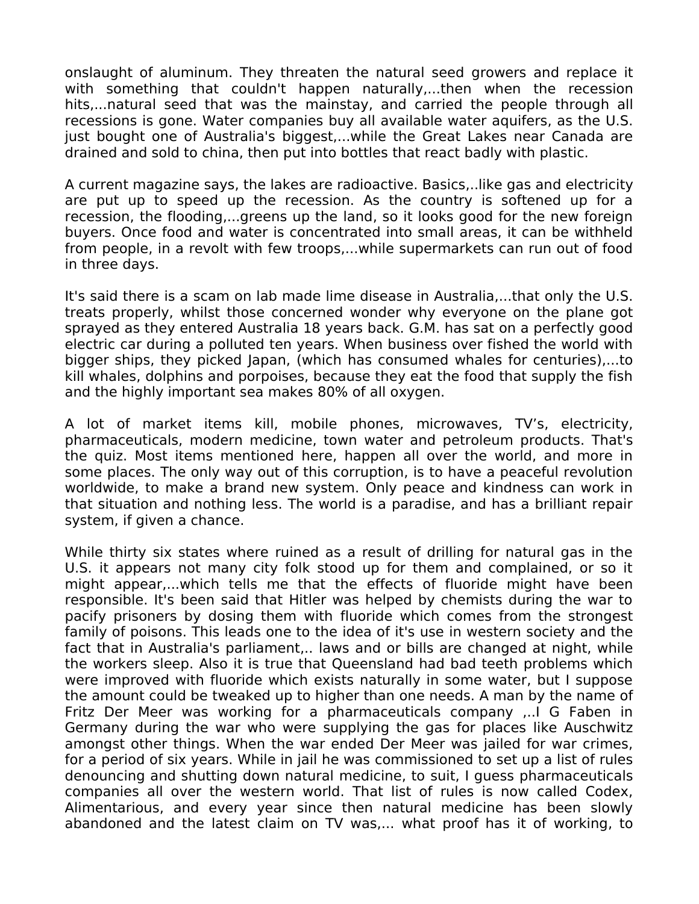onslaught of aluminum. They threaten the natural seed growers and replace it with something that couldn't happen naturally,...then when the recession hits,...natural seed that was the mainstay, and carried the people through all recessions is gone. Water companies buy all available water aquifers, as the U.S. just bought one of Australia's biggest,...while the Great Lakes near Canada are drained and sold to china, then put into bottles that react badly with plastic.

A current magazine says, the lakes are radioactive. Basics,..like gas and electricity are put up to speed up the recession. As the country is softened up for a recession, the flooding,...greens up the land, so it looks good for the new foreign buyers. Once food and water is concentrated into small areas, it can be withheld from people, in a revolt with few troops,...while supermarkets can run out of food in three days.

It's said there is a scam on lab made lime disease in Australia,...that only the U.S. treats properly, whilst those concerned wonder why everyone on the plane got sprayed as they entered Australia 18 years back. G.M. has sat on a perfectly good electric car during a polluted ten years. When business over fished the world with bigger ships, they picked Japan, (which has consumed whales for centuries),...to kill whales, dolphins and porpoises, because they eat the food that supply the fish and the highly important sea makes 80% of all oxygen.

A lot of market items kill, mobile phones, microwaves, TV's, electricity, pharmaceuticals, modern medicine, town water and petroleum products. That's the quiz. Most items mentioned here, happen all over the world, and more in some places. The only way out of this corruption, is to have a peaceful revolution worldwide, to make a brand new system. Only peace and kindness can work in that situation and nothing less. The world is a paradise, and has a brilliant repair system, if given a chance.

While thirty six states where ruined as a result of drilling for natural gas in the U.S. it appears not many city folk stood up for them and complained, or so it might appear,...which tells me that the effects of fluoride might have been responsible. It's been said that Hitler was helped by chemists during the war to pacify prisoners by dosing them with fluoride which comes from the strongest family of poisons. This leads one to the idea of it's use in western society and the fact that in Australia's parliament,.. laws and or bills are changed at night, while the workers sleep. Also it is true that Queensland had bad teeth problems which were improved with fluoride which exists naturally in some water, but I suppose the amount could be tweaked up to higher than one needs. A man by the name of Fritz Der Meer was working for a pharmaceuticals company ,..I G Faben in Germany during the war who were supplying the gas for places like Auschwitz amongst other things. When the war ended Der Meer was jailed for war crimes, for a period of six years. While in jail he was commissioned to set up a list of rules denouncing and shutting down natural medicine, to suit, I guess pharmaceuticals companies all over the western world. That list of rules is now called Codex, Alimentarious, and every year since then natural medicine has been slowly abandoned and the latest claim on TV was,... what proof has it of working, to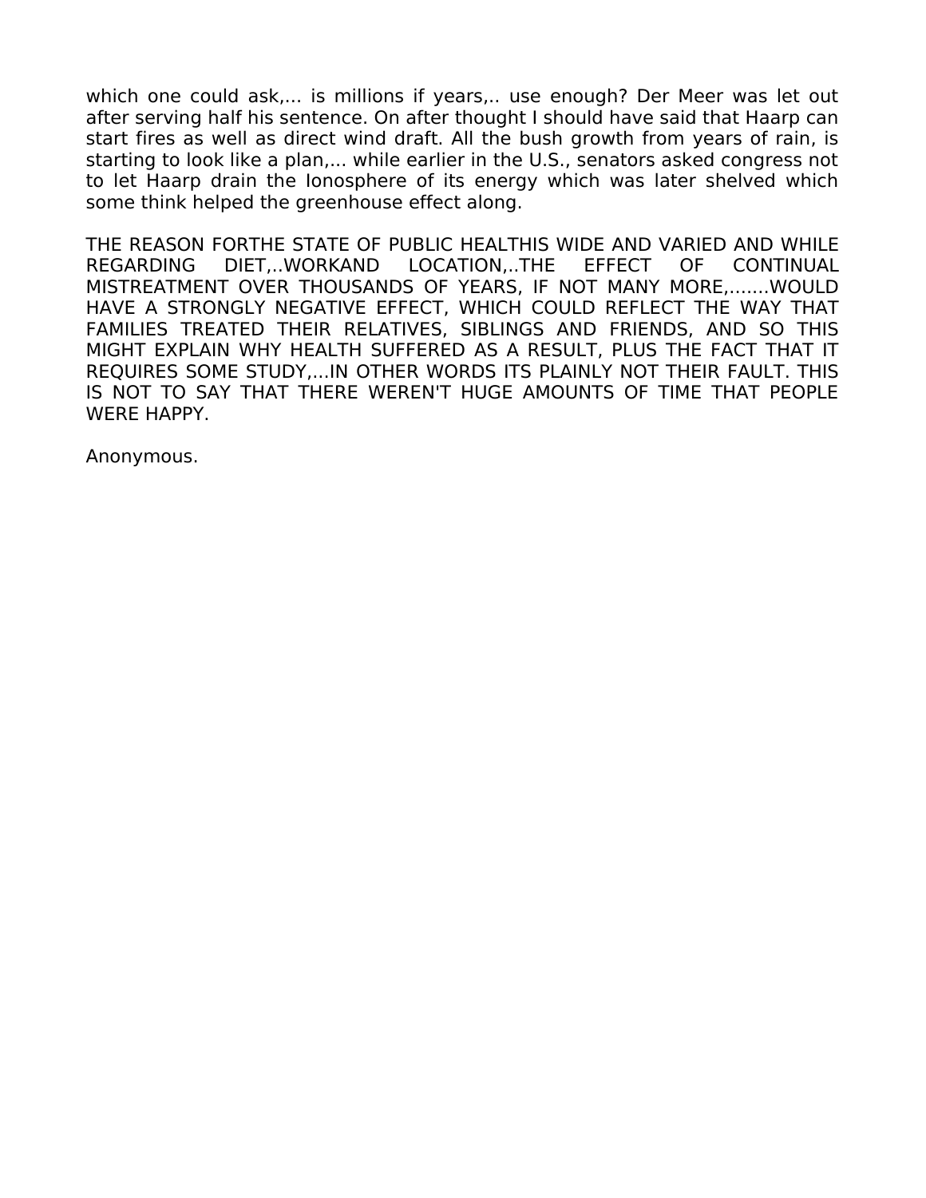which one could ask,... is millions if years,.. use enough? Der Meer was let out after serving half his sentence. On after thought I should have said that Haarp can start fires as well as direct wind draft. All the bush growth from years of rain, is starting to look like a plan,... while earlier in the U.S., senators asked congress not to let Haarp drain the Ionosphere of its energy which was later shelved which some think helped the greenhouse effect along.

THE REASON FORTHE STATE OF PUBLIC HEALTHIS WIDE AND VARIED AND WHILE REGARDING DIET,..WORKAND LOCATION,..THE EFFECT OF CONTINUAL MISTREATMENT OVER THOUSANDS OF YEARS, IF NOT MANY MORE,.......WOULD HAVE A STRONGLY NEGATIVE EFFECT, WHICH COULD REFLECT THE WAY THAT FAMILIES TREATED THEIR RELATIVES, SIBLINGS AND FRIENDS, AND SO THIS MIGHT EXPLAIN WHY HEALTH SUFFERED AS A RESULT, PLUS THE FACT THAT IT REQUIRES SOME STUDY,...IN OTHER WORDS ITS PLAINLY NOT THEIR FAULT. THIS IS NOT TO SAY THAT THERE WEREN'T HUGE AMOUNTS OF TIME THAT PEOPLE WERE HAPPY.

Anonymous.